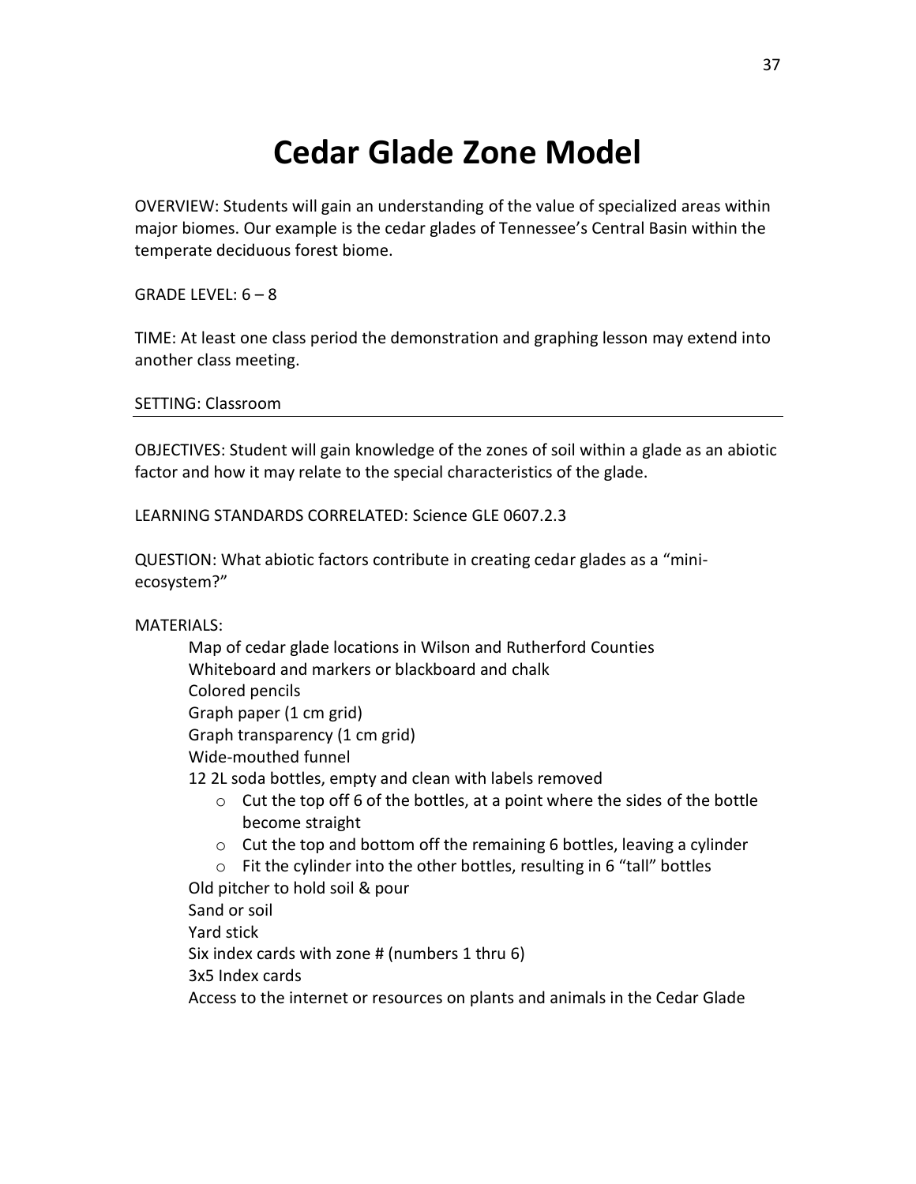# Cedar Glade Zone Model

OVERVIEW: Students will gain an understanding of the value of specialized areas within major biomes. Our example is the cedar glades of Tennessee's Central Basin within the temperate deciduous forest biome.

GRADE LEVEL: 6 – 8

TIME: At least one class period the demonstration and graphing lesson may extend into another class meeting.

SETTING: Classroom

---

OBJECTIVES: Student will gain knowledge of the zones of soil within a glade as an abiotic factor and how it may relate to the special characteristics of the glade.

LEARNING STANDARDS CORRELATED: Science GLE 0607.2.3

QUESTION: What abiotic factors contribute in creating cedar glades as a "mini-ecosystem?"

MATERIALS:

- Map of cedar glade locations in Wilson and Rutherford Counties
- Whiteboard and markers or blackboard and chalk
- Colored pencils
- Graph paper (1 cm grid)
- Graph transparency (1 cm grid)
- Wide-mouthed funnel
- 12 2L soda bottles, empty and clean with labels removed
  - Cut the top off 6 of the bottles, at a point where the sides of the bottle become straight
  - Cut the top and bottom off the remaining 6 bottles, leaving a cylinder
  - Fit the cylinder into the other bottles, resulting in 6 "tall" bottles
- Old pitcher to hold soil & pour
- Sand or soil
- Yard stick
- Six index cards with zone # (numbers 1 thru 6)
- 3x5 Index cards
- Access to the internet or resources on plants and animals in the Cedar Glade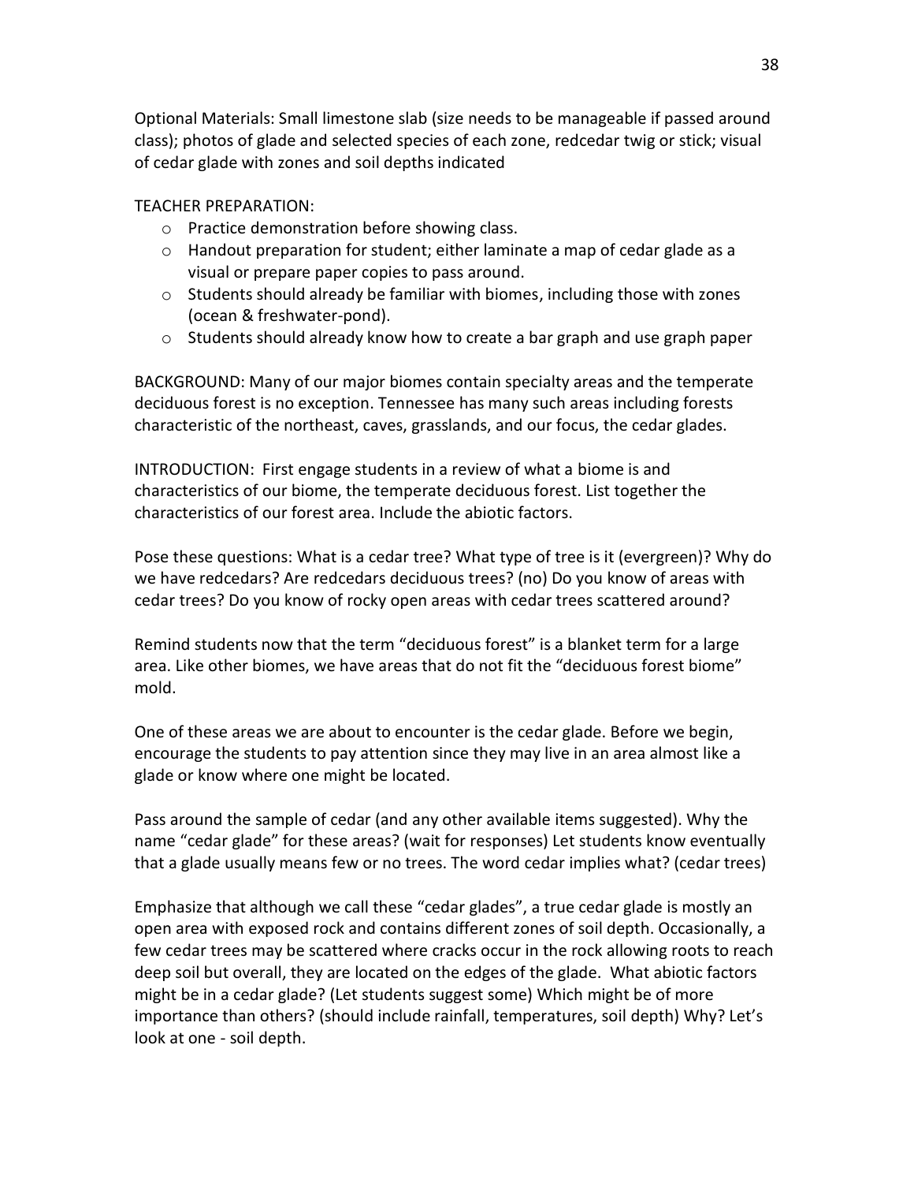Optional Materials: Small limestone slab (size needs to be manageable if passed around class); photos of glade and selected species of each zone, redcedar twig or stick; visual of cedar glade with zones and soil depths indicated

TEACHER PREPARATION:

- Practice demonstration before showing class.
- Handout preparation for student; either laminate a map of cedar glade as a visual or prepare paper copies to pass around.
- Students should already be familiar with biomes, including those with zones (ocean & freshwater-pond).
- Students should already know how to create a bar graph and use graph paper

BACKGROUND: Many of our major biomes contain specialty areas and the temperate deciduous forest is no exception. Tennessee has many such areas including forests characteristic of the northeast, caves, grasslands, and our focus, the cedar glades.

INTRODUCTION: First engage students in a review of what a biome is and characteristics of our biome, the temperate deciduous forest. List together the characteristics of our forest area. Include the abiotic factors.

Pose these questions: What is a cedar tree? What type of tree is it (evergreen)? Why do we have redcedars? Are redcedars deciduous trees? (no) Do you know of areas with cedar trees? Do you know of rocky open areas with cedar trees scattered around?

Remind students now that the term "deciduous forest" is a blanket term for a large area. Like other biomes, we have areas that do not fit the "deciduous forest biome" mold.

One of these areas we are about to encounter is the cedar glade. Before we begin, encourage the students to pay attention since they may live in an area almost like a glade or know where one might be located.

Pass around the sample of cedar (and any other available items suggested). Why the name "cedar glade" for these areas? (wait for responses) Let students know eventually that a glade usually means few or no trees. The word cedar implies what? (cedar trees)

Emphasize that although we call these "cedar glades", a true cedar glade is mostly an open area with exposed rock and contains different zones of soil depth. Occasionally, a few cedar trees may be scattered where cracks occur in the rock allowing roots to reach deep soil but overall, they are located on the edges of the glade. What abiotic factors might be in a cedar glade? (Let students suggest some) Which might be of more importance than others? (should include rainfall, temperatures, soil depth) Why? Let's look at one - soil depth.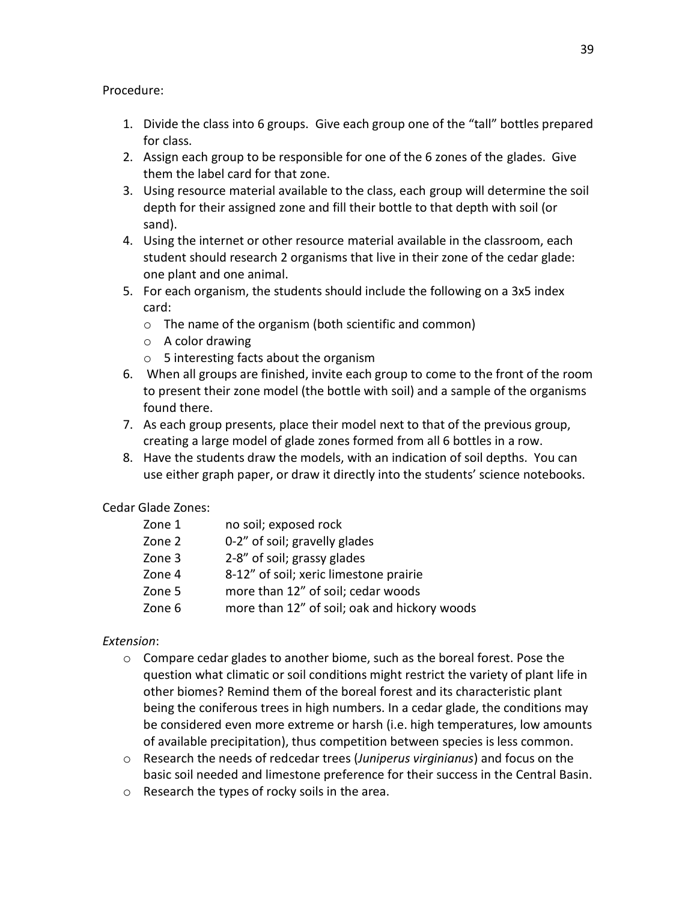Procedure:

1. Divide the class into 6 groups. Give each group one of the "tall" bottles prepared for class.
2. Assign each group to be responsible for one of the 6 zones of the glades. Give them the label card for that zone.
3. Using resource material available to the class, each group will determine the soil depth for their assigned zone and fill their bottle to that depth with soil (or sand).
4. Using the internet or other resource material available in the classroom, each student should research 2 organisms that live in their zone of the cedar glade: one plant and one animal.
5. For each organism, the students should include the following on a 3x5 index card:
   - The name of the organism (both scientific and common)
   - A color drawing
   - 5 interesting facts about the organism
6. When all groups are finished, invite each group to come to the front of the room to present their zone model (the bottle with soil) and a sample of the organisms found there.
7. As each group presents, place their model next to that of the previous group, creating a large model of glade zones formed from all 6 bottles in a row.
8. Have the students draw the models, with an indication of soil depths. You can use either graph paper, or draw it directly into the students' science notebooks.

Cedar Glade Zones:

| | |
|---|---|
| Zone 1 | no soil; exposed rock |
| Zone 2 | 0-2" of soil; gravelly glades |
| Zone 3 | 2-8" of soil; grassy glades |
| Zone 4 | 8-12" of soil; xeric limestone prairie |
| Zone 5 | more than 12" of soil; cedar woods |
| Zone 6 | more than 12" of soil; oak and hickory woods |

*Extension*:

- Compare cedar glades to another biome, such as the boreal forest. Pose the question what climatic or soil conditions might restrict the variety of plant life in other biomes? Remind them of the boreal forest and its characteristic plant being the coniferous trees in high numbers. In a cedar glade, the conditions may be considered even more extreme or harsh (i.e. high temperatures, low amounts of available precipitation), thus competition between species is less common.
- Research the needs of redcedar trees (*Juniperus virginianus*) and focus on the basic soil needed and limestone preference for their success in the Central Basin.
- Research the types of rocky soils in the area.